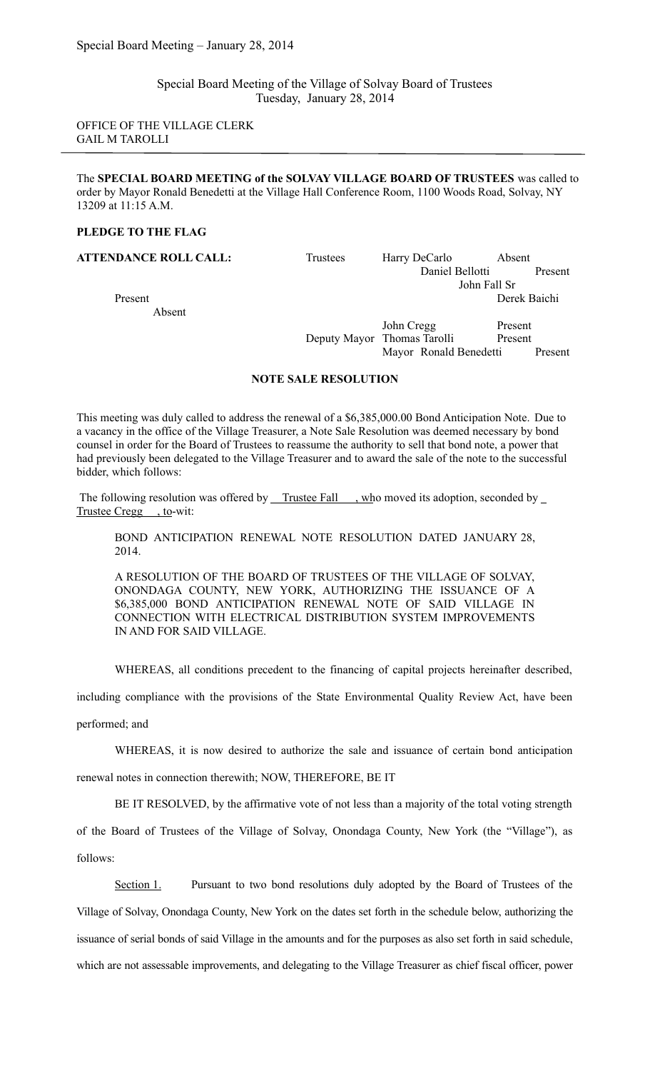Special Board Meeting of the Village of Solvay Board of Trustees
Tuesday, January 28, 2014

OFFICE OF THE VILLAGE CLERK
GAIL M TAROLLI

The **SPECIAL BOARD MEETING of the SOLVAY VILLAGE BOARD OF TRUSTEES** was called to order by Mayor Ronald Benedetti at the Village Hall Conference Room, 1100 Woods Road, Solvay, NY 13209 at 11:15 A.M.

**PLEDGE TO THE FLAG**

**ATTENDANCE ROLL CALL:**

| | | |
|---|---|---|
| Trustees | Harry DeCarlo | Absent |
| | Daniel Bellotti | Present |
| | John Fall Sr | Present |
| | Derek Baichi | Absent |
| | John Cregg | Present |
| Deputy Mayor | Thomas Tarolli | Present |
| Mayor | Ronald Benedetti | Present |

**NOTE SALE RESOLUTION**

This meeting was duly called to address the renewal of a $6,385,000.00 Bond Anticipation Note. Due to a vacancy in the office of the Village Treasurer, a Note Sale Resolution was deemed necessary by bond counsel in order for the Board of Trustees to reassume the authority to sell that bond note, a power that had previously been delegated to the Village Treasurer and to award the sale of the note to the successful bidder, which follows:

The following resolution was offered by Trustee Fall, who moved its adoption, seconded by Trustee Cregg, to-wit:

> BOND ANTICIPATION RENEWAL NOTE RESOLUTION DATED JANUARY 28, 2014.
>
> A RESOLUTION OF THE BOARD OF TRUSTEES OF THE VILLAGE OF SOLVAY, ONONDAGA COUNTY, NEW YORK, AUTHORIZING THE ISSUANCE OF A $6,385,000 BOND ANTICIPATION RENEWAL NOTE OF SAID VILLAGE IN CONNECTION WITH ELECTRICAL DISTRIBUTION SYSTEM IMPROVEMENTS IN AND FOR SAID VILLAGE.

WHEREAS, all conditions precedent to the financing of capital projects hereinafter described, including compliance with the provisions of the State Environmental Quality Review Act, have been performed; and

WHEREAS, it is now desired to authorize the sale and issuance of certain bond anticipation renewal notes in connection therewith; NOW, THEREFORE, BE IT

BE IT RESOLVED, by the affirmative vote of not less than a majority of the total voting strength of the Board of Trustees of the Village of Solvay, Onondaga County, New York (the "Village"), as follows:

Section 1. Pursuant to two bond resolutions duly adopted by the Board of Trustees of the Village of Solvay, Onondaga County, New York on the dates set forth in the schedule below, authorizing the issuance of serial bonds of said Village in the amounts and for the purposes as also set forth in said schedule, which are not assessable improvements, and delegating to the Village Treasurer as chief fiscal officer, power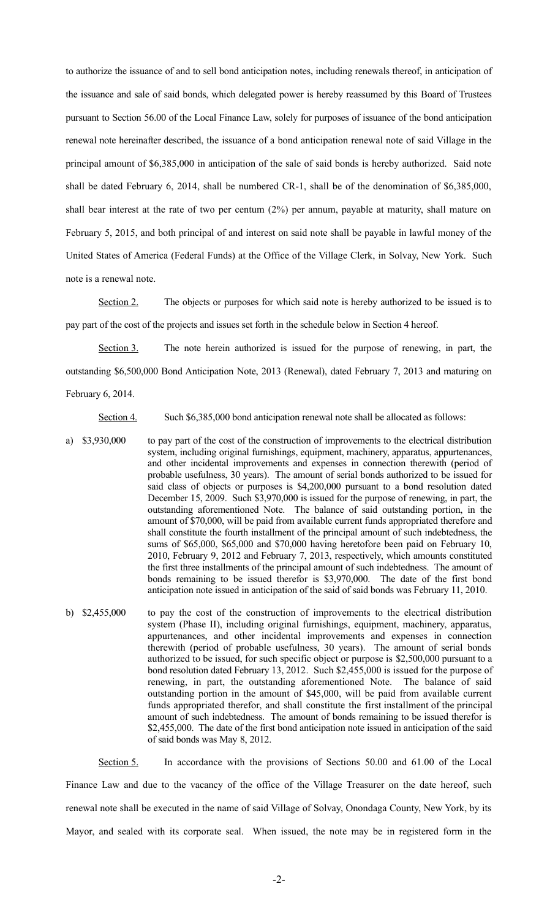to authorize the issuance of and to sell bond anticipation notes, including renewals thereof, in anticipation of the issuance and sale of said bonds, which delegated power is hereby reassumed by this Board of Trustees pursuant to Section 56.00 of the Local Finance Law, solely for purposes of issuance of the bond anticipation renewal note hereinafter described, the issuance of a bond anticipation renewal note of said Village in the principal amount of $6,385,000 in anticipation of the sale of said bonds is hereby authorized. Said note shall be dated February 6, 2014, shall be numbered CR-1, shall be of the denomination of $6,385,000, shall bear interest at the rate of two per centum (2%) per annum, payable at maturity, shall mature on February 5, 2015, and both principal of and interest on said note shall be payable in lawful money of the United States of America (Federal Funds) at the Office of the Village Clerk, in Solvay, New York. Such note is a renewal note.

Section 2. The objects or purposes for which said note is hereby authorized to be issued is to pay part of the cost of the projects and issues set forth in the schedule below in Section 4 hereof.

Section 3. The note herein authorized is issued for the purpose of renewing, in part, the outstanding $6,500,000 Bond Anticipation Note, 2013 (Renewal), dated February 7, 2013 and maturing on February 6, 2014.

Section 4. Such $6,385,000 bond anticipation renewal note shall be allocated as follows:

a) $3,930,000 to pay part of the cost of the construction of improvements to the electrical distribution system, including original furnishings, equipment, machinery, apparatus, appurtenances, and other incidental improvements and expenses in connection therewith (period of probable usefulness, 30 years). The amount of serial bonds authorized to be issued for said class of objects or purposes is $4,200,000 pursuant to a bond resolution dated December 15, 2009. Such $3,970,000 is issued for the purpose of renewing, in part, the outstanding aforementioned Note. The balance of said outstanding portion, in the amount of $70,000, will be paid from available current funds appropriated therefore and shall constitute the fourth installment of the principal amount of such indebtedness, the sums of $65,000, $65,000 and $70,000 having heretofore been paid on February 10, 2010, February 9, 2012 and February 7, 2013, respectively, which amounts constituted the first three installments of the principal amount of such indebtedness. The amount of bonds remaining to be issued therefor is $3,970,000. The date of the first bond anticipation note issued in anticipation of the said of said bonds was February 11, 2010.

b) $2,455,000 to pay the cost of the construction of improvements to the electrical distribution system (Phase II), including original furnishings, equipment, machinery, apparatus, appurtenances, and other incidental improvements and expenses in connection therewith (period of probable usefulness, 30 years). The amount of serial bonds authorized to be issued, for such specific object or purpose is $2,500,000 pursuant to a bond resolution dated February 13, 2012. Such $2,455,000 is issued for the purpose of renewing, in part, the outstanding aforementioned Note. The balance of said outstanding portion in the amount of $45,000, will be paid from available current funds appropriated therefor, and shall constitute the first installment of the principal amount of such indebtedness. The amount of bonds remaining to be issued therefor is $2,455,000. The date of the first bond anticipation note issued in anticipation of the said of said bonds was May 8, 2012.

Section 5. In accordance with the provisions of Sections 50.00 and 61.00 of the Local Finance Law and due to the vacancy of the office of the Village Treasurer on the date hereof, such renewal note shall be executed in the name of said Village of Solvay, Onondaga County, New York, by its Mayor, and sealed with its corporate seal. When issued, the note may be in registered form in the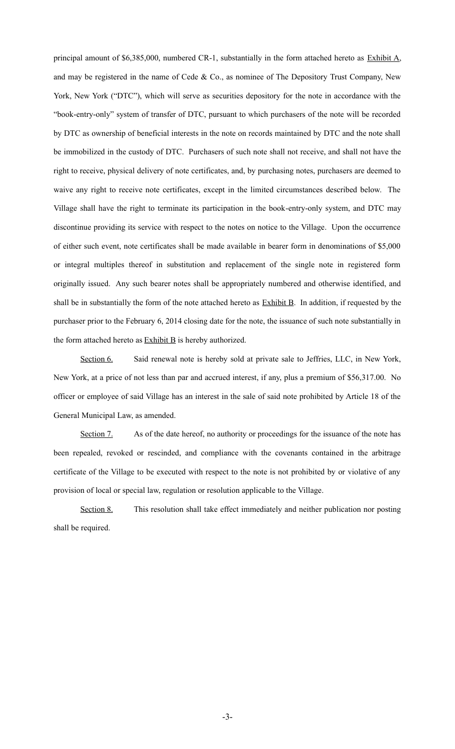principal amount of $6,385,000, numbered CR-1, substantially in the form attached hereto as Exhibit A, and may be registered in the name of Cede & Co., as nominee of The Depository Trust Company, New York, New York ("DTC"), which will serve as securities depository for the note in accordance with the "book-entry-only" system of transfer of DTC, pursuant to which purchasers of the note will be recorded by DTC as ownership of beneficial interests in the note on records maintained by DTC and the note shall be immobilized in the custody of DTC. Purchasers of such note shall not receive, and shall not have the right to receive, physical delivery of note certificates, and, by purchasing notes, purchasers are deemed to waive any right to receive note certificates, except in the limited circumstances described below. The Village shall have the right to terminate its participation in the book-entry-only system, and DTC may discontinue providing its service with respect to the notes on notice to the Village. Upon the occurrence of either such event, note certificates shall be made available in bearer form in denominations of $5,000 or integral multiples thereof in substitution and replacement of the single note in registered form originally issued. Any such bearer notes shall be appropriately numbered and otherwise identified, and shall be in substantially the form of the note attached hereto as Exhibit B. In addition, if requested by the purchaser prior to the February 6, 2014 closing date for the note, the issuance of such note substantially in the form attached hereto as Exhibit B is hereby authorized.

Section 6. Said renewal note is hereby sold at private sale to Jeffries, LLC, in New York, New York, at a price of not less than par and accrued interest, if any, plus a premium of $56,317.00. No officer or employee of said Village has an interest in the sale of said note prohibited by Article 18 of the General Municipal Law, as amended.

Section 7. As of the date hereof, no authority or proceedings for the issuance of the note has been repealed, revoked or rescinded, and compliance with the covenants contained in the arbitrage certificate of the Village to be executed with respect to the note is not prohibited by or violative of any provision of local or special law, regulation or resolution applicable to the Village.

Section 8. This resolution shall take effect immediately and neither publication nor posting shall be required.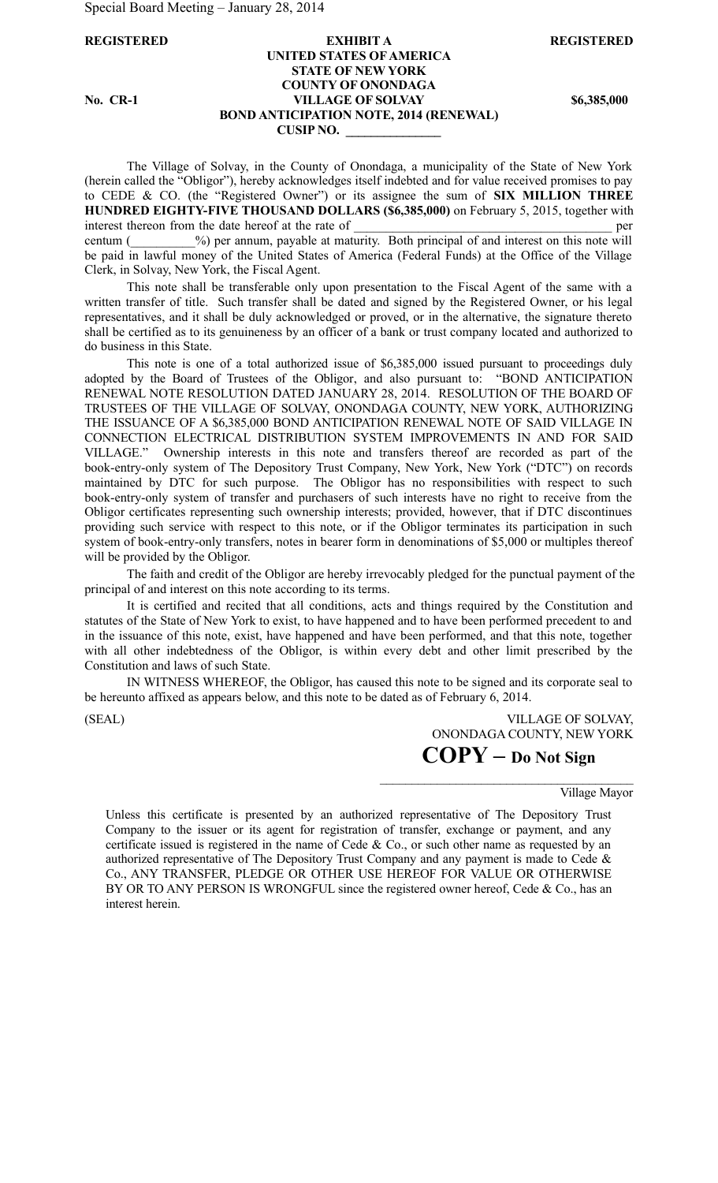**REGISTERED** **EXHIBIT A** **REGISTERED**

**UNITED STATES OF AMERICA**
**STATE OF NEW YORK**
**COUNTY OF ONONDAGA**

**No. CR-1** **VILLAGE OF SOLVAY** **$6,385,000**

**BOND ANTICIPATION NOTE, 2014 (RENEWAL)**
**CUSIP NO. _______________**

The Village of Solvay, in the County of Onondaga, a municipality of the State of New York (herein called the "Obligor"), hereby acknowledges itself indebted and for value received promises to pay to CEDE & CO. (the "Registered Owner") or its assignee the sum of **SIX MILLION THREE HUNDRED EIGHTY-FIVE THOUSAND DOLLARS ($6,385,000)** on February 5, 2015, together with interest thereon from the date hereof at the rate of ________________________________________ per centum (__________%) per annum, payable at maturity. Both principal of and interest on this note will be paid in lawful money of the United States of America (Federal Funds) at the Office of the Village Clerk, in Solvay, New York, the Fiscal Agent.

This note shall be transferable only upon presentation to the Fiscal Agent of the same with a written transfer of title. Such transfer shall be dated and signed by the Registered Owner, or his legal representatives, and it shall be duly acknowledged or proved, or in the alternative, the signature thereto shall be certified as to its genuineness by an officer of a bank or trust company located and authorized to do business in this State.

This note is one of a total authorized issue of $6,385,000 issued pursuant to proceedings duly adopted by the Board of Trustees of the Obligor, and also pursuant to: "BOND ANTICIPATION RENEWAL NOTE RESOLUTION DATED JANUARY 28, 2014. RESOLUTION OF THE BOARD OF TRUSTEES OF THE VILLAGE OF SOLVAY, ONONDAGA COUNTY, NEW YORK, AUTHORIZING THE ISSUANCE OF A $6,385,000 BOND ANTICIPATION RENEWAL NOTE OF SAID VILLAGE IN CONNECTION ELECTRICAL DISTRIBUTION SYSTEM IMPROVEMENTS IN AND FOR SAID VILLAGE." Ownership interests in this note and transfers thereof are recorded as part of the book-entry-only system of The Depository Trust Company, New York, New York ("DTC") on records maintained by DTC for such purpose. The Obligor has no responsibilities with respect to such book-entry-only system of transfer and purchasers of such interests have no right to receive from the Obligor certificates representing such ownership interests; provided, however, that if DTC discontinues providing such service with respect to this note, or if the Obligor terminates its participation in such system of book-entry-only transfers, notes in bearer form in denominations of $5,000 or multiples thereof will be provided by the Obligor.

The faith and credit of the Obligor are hereby irrevocably pledged for the punctual payment of the principal of and interest on this note according to its terms.

It is certified and recited that all conditions, acts and things required by the Constitution and statutes of the State of New York to exist, to have happened and to have been performed precedent to and in the issuance of this note, exist, have happened and have been performed, and that this note, together with all other indebtedness of the Obligor, is within every debt and other limit prescribed by the Constitution and laws of such State.

IN WITNESS WHEREOF, the Obligor, has caused this note to be signed and its corporate seal to be hereunto affixed as appears below, and this note to be dated as of February 6, 2014.

(SEAL)

VILLAGE OF SOLVAY,
ONONDAGA COUNTY, NEW YORK

**COPY – Do Not Sign**

_______________________________________
Village Mayor

Unless this certificate is presented by an authorized representative of The Depository Trust Company to the issuer or its agent for registration of transfer, exchange or payment, and any certificate issued is registered in the name of Cede & Co., or such other name as requested by an authorized representative of The Depository Trust Company and any payment is made to Cede & Co., ANY TRANSFER, PLEDGE OR OTHER USE HEREOF FOR VALUE OR OTHERWISE BY OR TO ANY PERSON IS WRONGFUL since the registered owner hereof, Cede & Co., has an interest herein.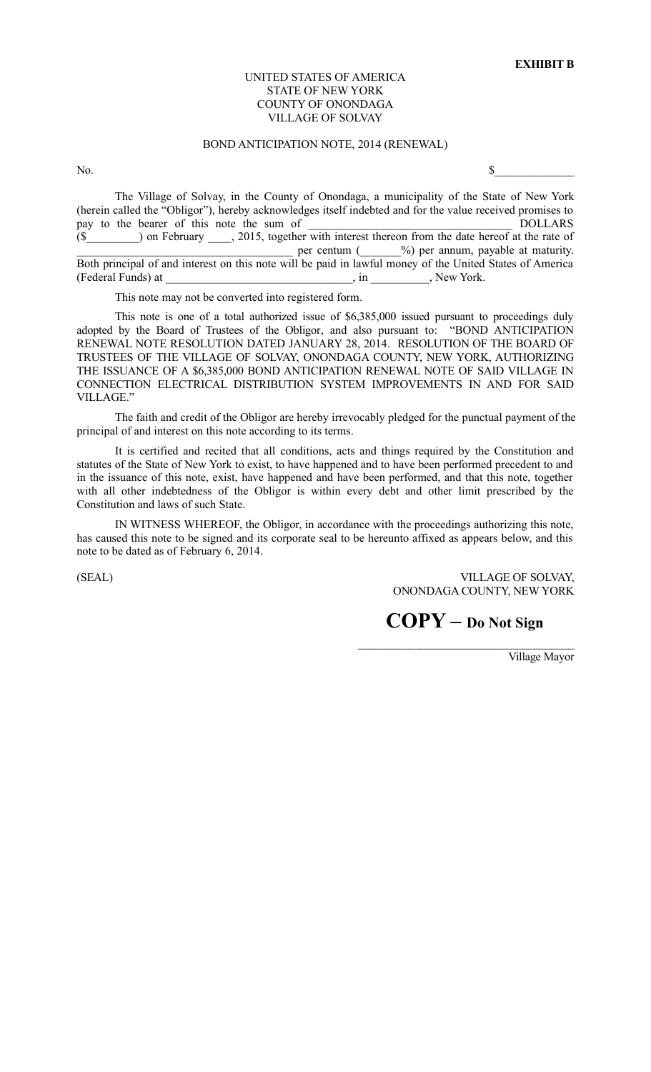**EXHIBIT B**

UNITED STATES OF AMERICA
STATE OF NEW YORK
COUNTY OF ONONDAGA
VILLAGE OF SOLVAY

BOND ANTICIPATION NOTE, 2014 (RENEWAL)

No. $_____________

The Village of Solvay, in the County of Onondaga, a municipality of the State of New York (herein called the "Obligor"), hereby acknowledges itself indebted and for the value received promises to pay to the bearer of this note the sum of __________________________________ DOLLARS ($_________) on February ____, 2015, together with interest thereon from the date hereof at the rate of _____________________________________ per centum (_______%) per annum, payable at maturity. Both principal of and interest on this note will be paid in lawful money of the United States of America (Federal Funds) at _________________________________, in __________, New York.

This note may not be converted into registered form.

This note is one of a total authorized issue of $6,385,000 issued pursuant to proceedings duly adopted by the Board of Trustees of the Obligor, and also pursuant to: "BOND ANTICIPATION RENEWAL NOTE RESOLUTION DATED JANUARY 28, 2014. RESOLUTION OF THE BOARD OF TRUSTEES OF THE VILLAGE OF SOLVAY, ONONDAGA COUNTY, NEW YORK, AUTHORIZING THE ISSUANCE OF A $6,385,000 BOND ANTICIPATION RENEWAL NOTE OF SAID VILLAGE IN CONNECTION ELECTRICAL DISTRIBUTION SYSTEM IMPROVEMENTS IN AND FOR SAID VILLAGE."

The faith and credit of the Obligor are hereby irrevocably pledged for the punctual payment of the principal of and interest on this note according to its terms.

It is certified and recited that all conditions, acts and things required by the Constitution and statutes of the State of New York to exist, to have happened and to have been performed precedent to and in the issuance of this note, exist, have happened and have been performed, and that this note, together with all other indebtedness of the Obligor is within every debt and other limit prescribed by the Constitution and laws of such State.

IN WITNESS WHEREOF, the Obligor, in accordance with the proceedings authorizing this note, has caused this note to be signed and its corporate seal to be hereunto affixed as appears below, and this note to be dated as of February 6, 2014.

(SEAL)

VILLAGE OF SOLVAY,
ONONDAGA COUNTY, NEW YORK

**COPY – Do Not Sign**

_____________________________________
Village Mayor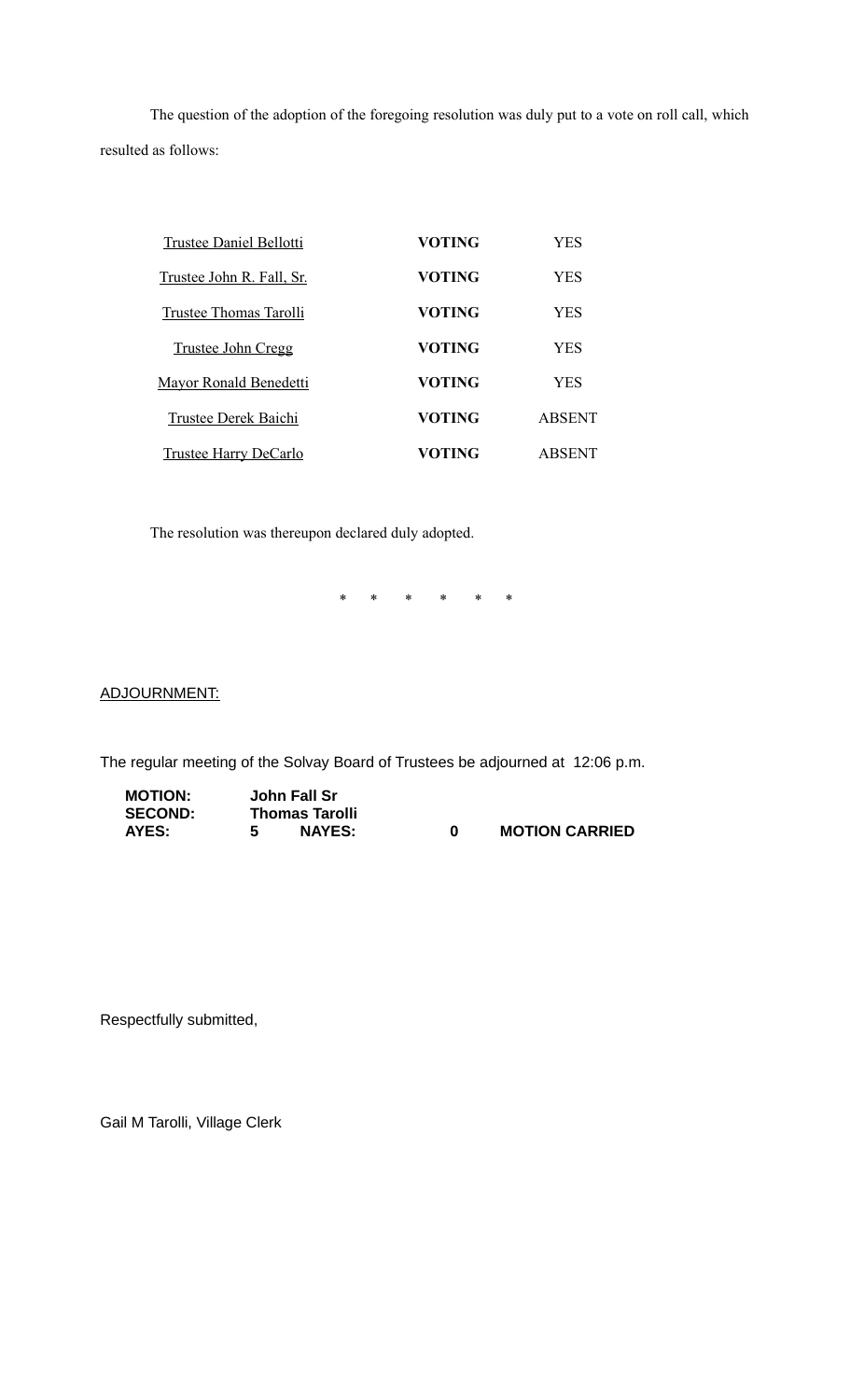The question of the adoption of the foregoing resolution was duly put to a vote on roll call, which resulted as follows:

| | | |
|---|---|---|
| Trustee Daniel Bellotti | **VOTING** | YES |
| Trustee John R. Fall, Sr. | **VOTING** | YES |
| Trustee Thomas Tarolli | **VOTING** | YES |
| Trustee John Cregg | **VOTING** | YES |
| Mayor Ronald Benedetti | **VOTING** | YES |
| Trustee Derek Baichi | **VOTING** | ABSENT |
| Trustee Harry DeCarlo | **VOTING** | ABSENT |

The resolution was thereupon declared duly adopted.

\* \* \* \* \* \*

ADJOURNMENT:

The regular meeting of the Solvay Board of Trustees be adjourned at 12:06 p.m.

| | | | | |
|---|---|---|---|---|
| **MOTION:** | **John Fall Sr** | | | |
| **SECOND:** | **Thomas Tarolli** | | | |
| **AYES:** | **5** | **NAYES:** | **0** | **MOTION CARRIED** |

Respectfully submitted,

Gail M Tarolli, Village Clerk